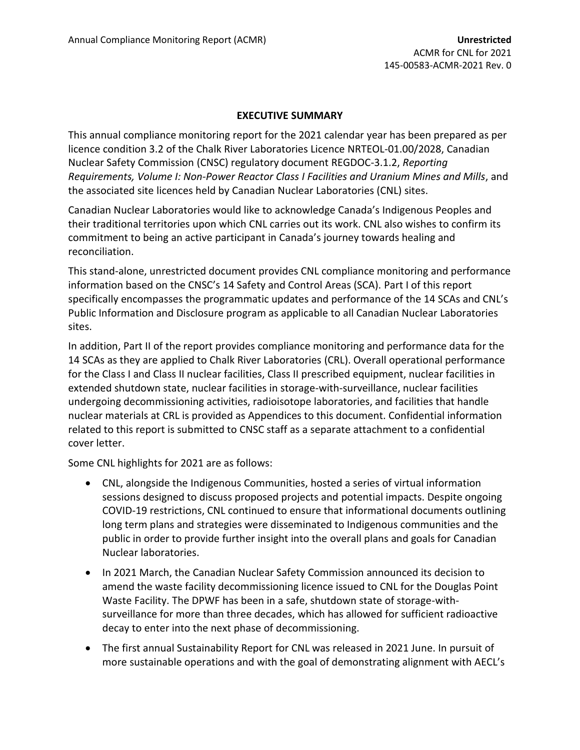## EXECUTIVE SUMMARY

This annual compliance monitoring report for the 2021 calendar year has been prepared as per licence condition 3.2 of the Chalk River Laboratories Licence NRTEOL-01.00/2028, Canadian Nuclear Safety Commission (CNSC) regulatory document REGDOC-3.1.2, *Reporting Requirements, Volume I: Non-Power Reactor Class I Facilities and Uranium Mines and Mills*, and the associated site licences held by Canadian Nuclear Laboratories (CNL) sites.

Canadian Nuclear Laboratories would like to acknowledge Canada's Indigenous Peoples and their traditional territories upon which CNL carries out its work. CNL also wishes to confirm its commitment to being an active participant in Canada's journey towards healing and reconciliation.

This stand-alone, unrestricted document provides CNL compliance monitoring and performance information based on the CNSC's 14 Safety and Control Areas (SCA). Part I of this report specifically encompasses the programmatic updates and performance of the 14 SCAs and CNL's Public Information and Disclosure program as applicable to all Canadian Nuclear Laboratories sites.

In addition, Part II of the report provides compliance monitoring and performance data for the 14 SCAs as they are applied to Chalk River Laboratories (CRL). Overall operational performance for the Class I and Class II nuclear facilities, Class II prescribed equipment, nuclear facilities in extended shutdown state, nuclear facilities in storage-with-surveillance, nuclear facilities undergoing decommissioning activities, radioisotope laboratories, and facilities that handle nuclear materials at CRL is provided as Appendices to this document. Confidential information related to this report is submitted to CNSC staff as a separate attachment to a confidential cover letter.

Some CNL highlights for 2021 are as follows:

- CNL, alongside the Indigenous Communities, hosted a series of virtual information sessions designed to discuss proposed projects and potential impacts. Despite ongoing COVID-19 restrictions, CNL continued to ensure that informational documents outlining long term plans and strategies were disseminated to Indigenous communities and the public in order to provide further insight into the overall plans and goals for Canadian Nuclear laboratories.
- In 2021 March, the Canadian Nuclear Safety Commission announced its decision to amend the waste facility decommissioning licence issued to CNL for the Douglas Point Waste Facility. The DPWF has been in a safe, shutdown state of storage-with-surveillance for more than three decades, which has allowed for sufficient radioactive decay to enter into the next phase of decommissioning.
- The first annual Sustainability Report for CNL was released in 2021 June. In pursuit of more sustainable operations and with the goal of demonstrating alignment with AECL's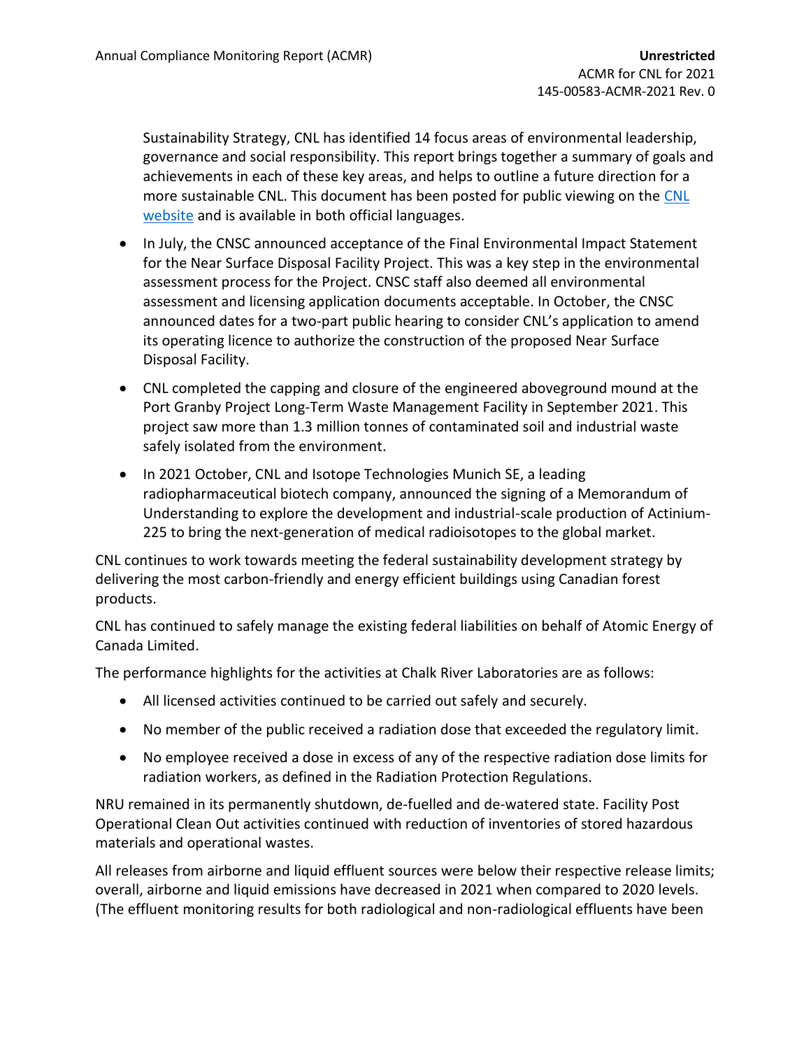Sustainability Strategy, CNL has identified 14 focus areas of environmental leadership, governance and social responsibility. This report brings together a summary of goals and achievements in each of these key areas, and helps to outline a future direction for a more sustainable CNL. This document has been posted for public viewing on the CNL website and is available in both official languages.

- In July, the CNSC announced acceptance of the Final Environmental Impact Statement for the Near Surface Disposal Facility Project. This was a key step in the environmental assessment process for the Project. CNSC staff also deemed all environmental assessment and licensing application documents acceptable. In October, the CNSC announced dates for a two-part public hearing to consider CNL's application to amend its operating licence to authorize the construction of the proposed Near Surface Disposal Facility.
- CNL completed the capping and closure of the engineered aboveground mound at the Port Granby Project Long-Term Waste Management Facility in September 2021. This project saw more than 1.3 million tonnes of contaminated soil and industrial waste safely isolated from the environment.
- In 2021 October, CNL and Isotope Technologies Munich SE, a leading radiopharmaceutical biotech company, announced the signing of a Memorandum of Understanding to explore the development and industrial-scale production of Actinium-225 to bring the next-generation of medical radioisotopes to the global market.

CNL continues to work towards meeting the federal sustainability development strategy by delivering the most carbon-friendly and energy efficient buildings using Canadian forest products.

CNL has continued to safely manage the existing federal liabilities on behalf of Atomic Energy of Canada Limited.

The performance highlights for the activities at Chalk River Laboratories are as follows:

- All licensed activities continued to be carried out safely and securely.
- No member of the public received a radiation dose that exceeded the regulatory limit.
- No employee received a dose in excess of any of the respective radiation dose limits for radiation workers, as defined in the Radiation Protection Regulations.

NRU remained in its permanently shutdown, de-fuelled and de-watered state. Facility Post Operational Clean Out activities continued with reduction of inventories of stored hazardous materials and operational wastes.

All releases from airborne and liquid effluent sources were below their respective release limits; overall, airborne and liquid emissions have decreased in 2021 when compared to 2020 levels. (The effluent monitoring results for both radiological and non-radiological effluents have been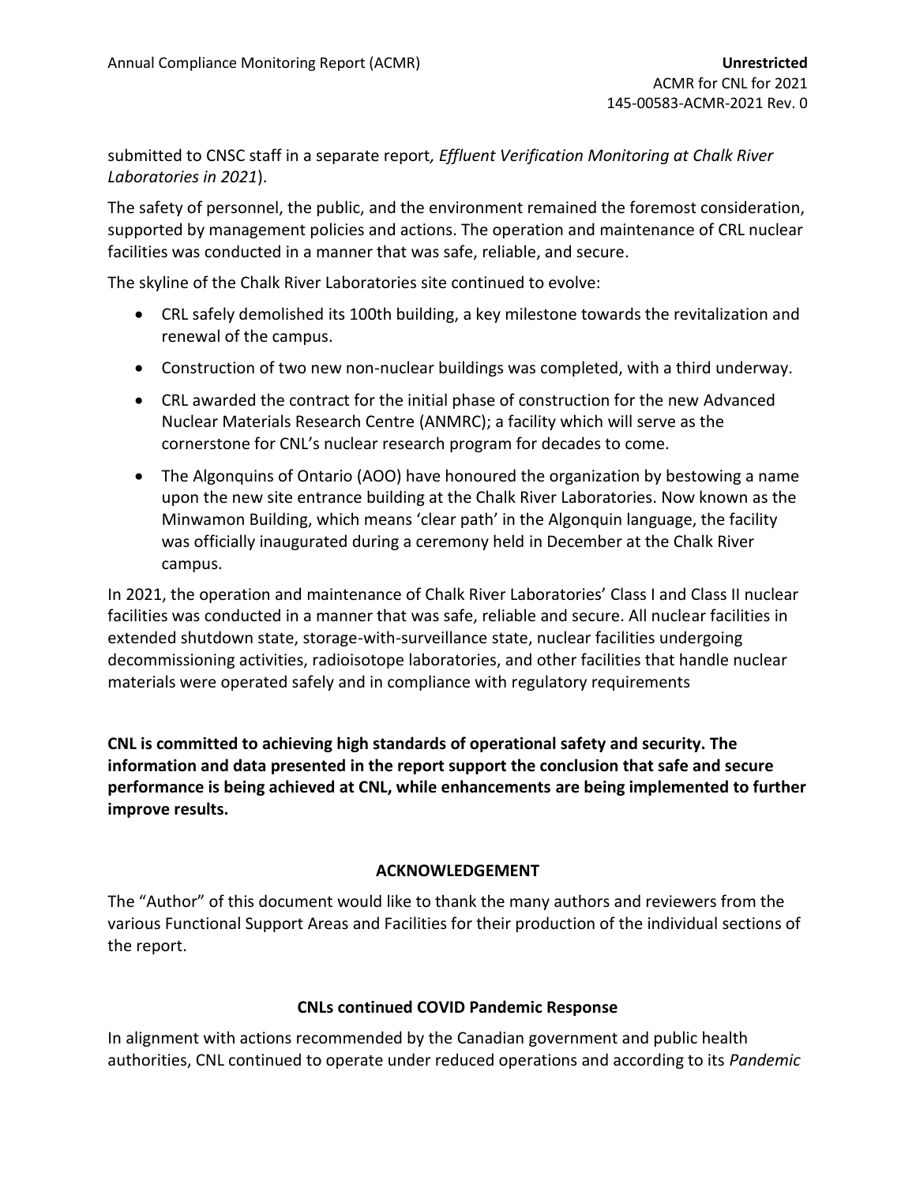submitted to CNSC staff in a separate report*, Effluent Verification Monitoring at Chalk River Laboratories in 2021*).

The safety of personnel, the public, and the environment remained the foremost consideration, supported by management policies and actions. The operation and maintenance of CRL nuclear facilities was conducted in a manner that was safe, reliable, and secure.

The skyline of the Chalk River Laboratories site continued to evolve:

- CRL safely demolished its 100th building, a key milestone towards the revitalization and renewal of the campus.
- Construction of two new non-nuclear buildings was completed, with a third underway.
- CRL awarded the contract for the initial phase of construction for the new Advanced Nuclear Materials Research Centre (ANMRC); a facility which will serve as the cornerstone for CNL's nuclear research program for decades to come.
- The Algonquins of Ontario (AOO) have honoured the organization by bestowing a name upon the new site entrance building at the Chalk River Laboratories. Now known as the Minwamon Building, which means 'clear path' in the Algonquin language, the facility was officially inaugurated during a ceremony held in December at the Chalk River campus.

In 2021, the operation and maintenance of Chalk River Laboratories' Class I and Class II nuclear facilities was conducted in a manner that was safe, reliable and secure. All nuclear facilities in extended shutdown state, storage-with-surveillance state, nuclear facilities undergoing decommissioning activities, radioisotope laboratories, and other facilities that handle nuclear materials were operated safely and in compliance with regulatory requirements

**CNL is committed to achieving high standards of operational safety and security. The information and data presented in the report support the conclusion that safe and secure performance is being achieved at CNL, while enhancements are being implemented to further improve results.**

## ACKNOWLEDGEMENT

The "Author" of this document would like to thank the many authors and reviewers from the various Functional Support Areas and Facilities for their production of the individual sections of the report.

## CNLs continued COVID Pandemic Response

In alignment with actions recommended by the Canadian government and public health authorities, CNL continued to operate under reduced operations and according to its *Pandemic*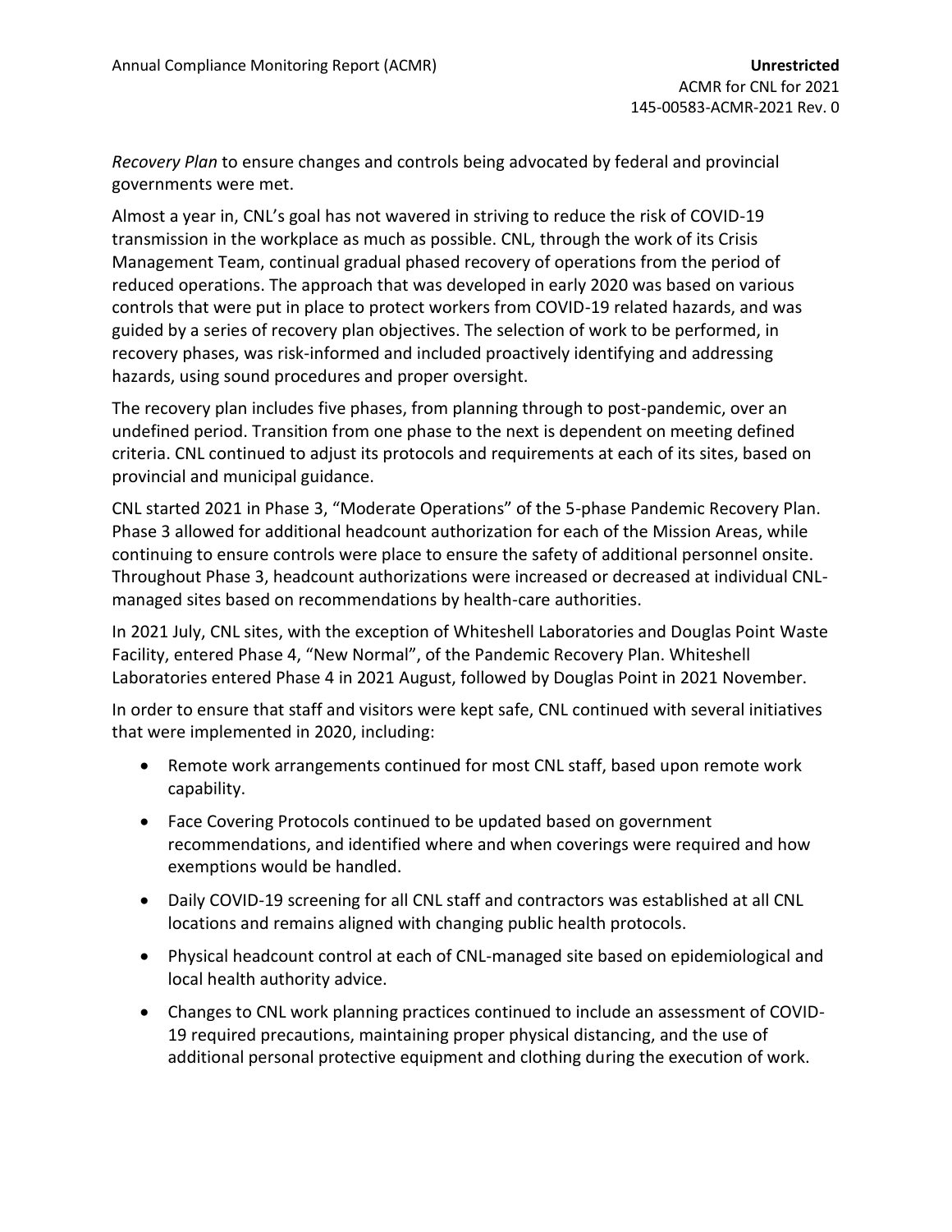*Recovery Plan* to ensure changes and controls being advocated by federal and provincial governments were met.

Almost a year in, CNL's goal has not wavered in striving to reduce the risk of COVID-19 transmission in the workplace as much as possible. CNL, through the work of its Crisis Management Team, continual gradual phased recovery of operations from the period of reduced operations. The approach that was developed in early 2020 was based on various controls that were put in place to protect workers from COVID-19 related hazards, and was guided by a series of recovery plan objectives. The selection of work to be performed, in recovery phases, was risk-informed and included proactively identifying and addressing hazards, using sound procedures and proper oversight.

The recovery plan includes five phases, from planning through to post-pandemic, over an undefined period. Transition from one phase to the next is dependent on meeting defined criteria. CNL continued to adjust its protocols and requirements at each of its sites, based on provincial and municipal guidance.

CNL started 2021 in Phase 3, "Moderate Operations" of the 5-phase Pandemic Recovery Plan. Phase 3 allowed for additional headcount authorization for each of the Mission Areas, while continuing to ensure controls were place to ensure the safety of additional personnel onsite. Throughout Phase 3, headcount authorizations were increased or decreased at individual CNL-managed sites based on recommendations by health-care authorities.

In 2021 July, CNL sites, with the exception of Whiteshell Laboratories and Douglas Point Waste Facility, entered Phase 4, "New Normal", of the Pandemic Recovery Plan. Whiteshell Laboratories entered Phase 4 in 2021 August, followed by Douglas Point in 2021 November.

In order to ensure that staff and visitors were kept safe, CNL continued with several initiatives that were implemented in 2020, including:

- Remote work arrangements continued for most CNL staff, based upon remote work capability.
- Face Covering Protocols continued to be updated based on government recommendations, and identified where and when coverings were required and how exemptions would be handled.
- Daily COVID-19 screening for all CNL staff and contractors was established at all CNL locations and remains aligned with changing public health protocols.
- Physical headcount control at each of CNL-managed site based on epidemiological and local health authority advice.
- Changes to CNL work planning practices continued to include an assessment of COVID-19 required precautions, maintaining proper physical distancing, and the use of additional personal protective equipment and clothing during the execution of work.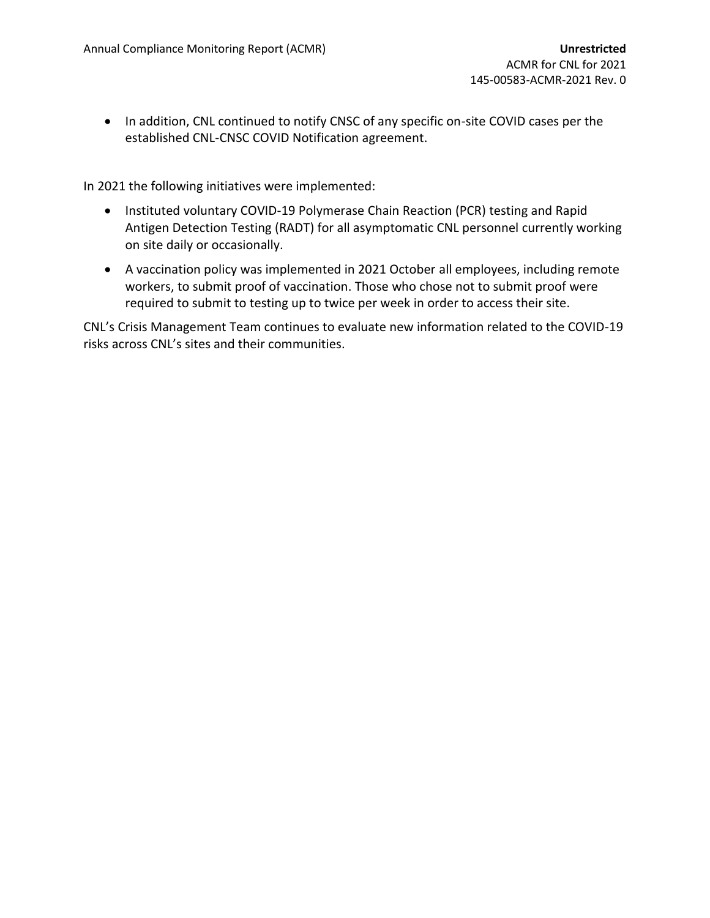- In addition, CNL continued to notify CNSC of any specific on-site COVID cases per the established CNL-CNSC COVID Notification agreement.

In 2021 the following initiatives were implemented:

- Instituted voluntary COVID-19 Polymerase Chain Reaction (PCR) testing and Rapid Antigen Detection Testing (RADT) for all asymptomatic CNL personnel currently working on site daily or occasionally.
- A vaccination policy was implemented in 2021 October all employees, including remote workers, to submit proof of vaccination. Those who chose not to submit proof were required to submit to testing up to twice per week in order to access their site.

CNL's Crisis Management Team continues to evaluate new information related to the COVID-19 risks across CNL's sites and their communities.